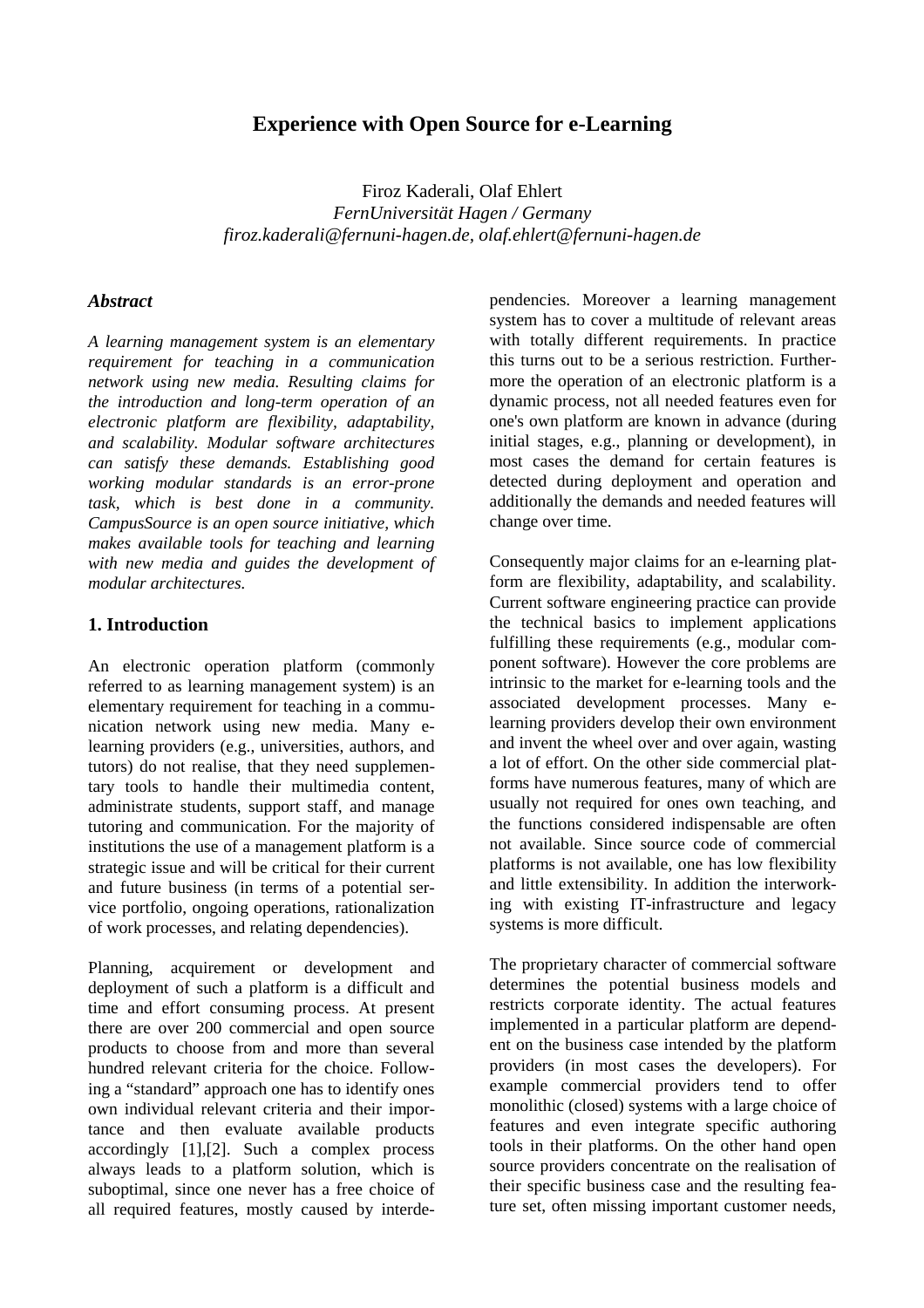# Experience with Open Source for e-Learning

Firoz Kaderali, Olaf Ehlert
*FernUniversität Hagen / Germany*
*firoz.kaderali@fernuni-hagen.de, olaf.ehlert@fernuni-hagen.de*

### *Abstract*

*A learning management system is an elementary requirement for teaching in a communication network using new media. Resulting claims for the introduction and long-term operation of an electronic platform are flexibility, adaptability, and scalability. Modular software architectures can satisfy these demands. Establishing good working modular standards is an error-prone task, which is best done in a community. CampusSource is an open source initiative, which makes available tools for teaching and learning with new media and guides the development of modular architectures.*

## 1. Introduction

An electronic operation platform (commonly referred to as learning management system) is an elementary requirement for teaching in a communication network using new media. Many e-learning providers (e.g., universities, authors, and tutors) do not realise, that they need supplementary tools to handle their multimedia content, administrate students, support staff, and manage tutoring and communication. For the majority of institutions the use of a management platform is a strategic issue and will be critical for their current and future business (in terms of a potential service portfolio, ongoing operations, rationalization of work processes, and relating dependencies).

Planning, acquirement or development and deployment of such a platform is a difficult and time and effort consuming process. At present there are over 200 commercial and open source products to choose from and more than several hundred relevant criteria for the choice. Following a "standard" approach one has to identify ones own individual relevant criteria and their importance and then evaluate available products accordingly [1],[2]. Such a complex process always leads to a platform solution, which is suboptimal, since one never has a free choice of all required features, mostly caused by interdependencies. Moreover a learning management system has to cover a multitude of relevant areas with totally different requirements. In practice this turns out to be a serious restriction. Furthermore the operation of an electronic platform is a dynamic process, not all needed features even for one's own platform are known in advance (during initial stages, e.g., planning or development), in most cases the demand for certain features is detected during deployment and operation and additionally the demands and needed features will change over time.

Consequently major claims for an e-learning platform are flexibility, adaptability, and scalability. Current software engineering practice can provide the technical basics to implement applications fulfilling these requirements (e.g., modular component software). However the core problems are intrinsic to the market for e-learning tools and the associated development processes. Many e-learning providers develop their own environment and invent the wheel over and over again, wasting a lot of effort. On the other side commercial platforms have numerous features, many of which are usually not required for ones own teaching, and the functions considered indispensable are often not available. Since source code of commercial platforms is not available, one has low flexibility and little extensibility. In addition the interworking with existing IT-infrastructure and legacy systems is more difficult.

The proprietary character of commercial software determines the potential business models and restricts corporate identity. The actual features implemented in a particular platform are dependent on the business case intended by the platform providers (in most cases the developers). For example commercial providers tend to offer monolithic (closed) systems with a large choice of features and even integrate specific authoring tools in their platforms. On the other hand open source providers concentrate on the realisation of their specific business case and the resulting feature set, often missing important customer needs,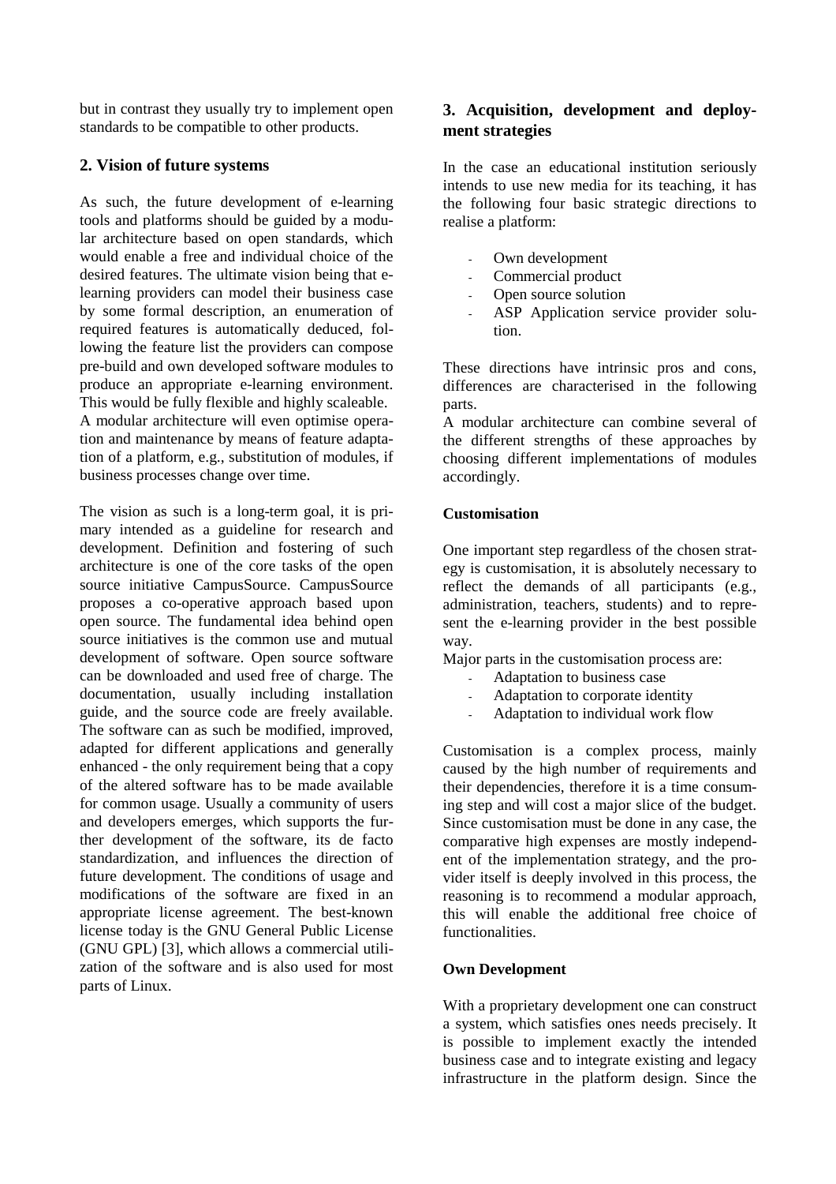but in contrast they usually try to implement open standards to be compatible to other products.

## 2. Vision of future systems

As such, the future development of e-learning tools and platforms should be guided by a modular architecture based on open standards, which would enable a free and individual choice of the desired features. The ultimate vision being that e-learning providers can model their business case by some formal description, an enumeration of required features is automatically deduced, following the feature list the providers can compose pre-build and own developed software modules to produce an appropriate e-learning environment. This would be fully flexible and highly scaleable.
A modular architecture will even optimise operation and maintenance by means of feature adaptation of a platform, e.g., substitution of modules, if business processes change over time.

The vision as such is a long-term goal, it is primary intended as a guideline for research and development. Definition and fostering of such architecture is one of the core tasks of the open source initiative CampusSource. CampusSource proposes a co-operative approach based upon open source. The fundamental idea behind open source initiatives is the common use and mutual development of software. Open source software can be downloaded and used free of charge. The documentation, usually including installation guide, and the source code are freely available. The software can as such be modified, improved, adapted for different applications and generally enhanced - the only requirement being that a copy of the altered software has to be made available for common usage. Usually a community of users and developers emerges, which supports the further development of the software, its de facto standardization, and influences the direction of future development. The conditions of usage and modifications of the software are fixed in an appropriate license agreement. The best-known license today is the GNU General Public License (GNU GPL) [3], which allows a commercial utilization of the software and is also used for most parts of Linux.

## 3. Acquisition, development and deployment strategies

In the case an educational institution seriously intends to use new media for its teaching, it has the following four basic strategic directions to realise a platform:

- Own development
- Commercial product
- Open source solution
- ASP Application service provider solution.

These directions have intrinsic pros and cons, differences are characterised in the following parts.
A modular architecture can combine several of the different strengths of these approaches by choosing different implementations of modules accordingly.

**Customisation**

One important step regardless of the chosen strategy is customisation, it is absolutely necessary to reflect the demands of all participants (e.g., administration, teachers, students) and to represent the e-learning provider in the best possible way.
Major parts in the customisation process are:

- Adaptation to business case
- Adaptation to corporate identity
- Adaptation to individual work flow

Customisation is a complex process, mainly caused by the high number of requirements and their dependencies, therefore it is a time consuming step and will cost a major slice of the budget. Since customisation must be done in any case, the comparative high expenses are mostly independent of the implementation strategy, and the provider itself is deeply involved in this process, the reasoning is to recommend a modular approach, this will enable the additional free choice of functionalities.

**Own Development**

With a proprietary development one can construct a system, which satisfies ones needs precisely. It is possible to implement exactly the intended business case and to integrate existing and legacy infrastructure in the platform design. Since the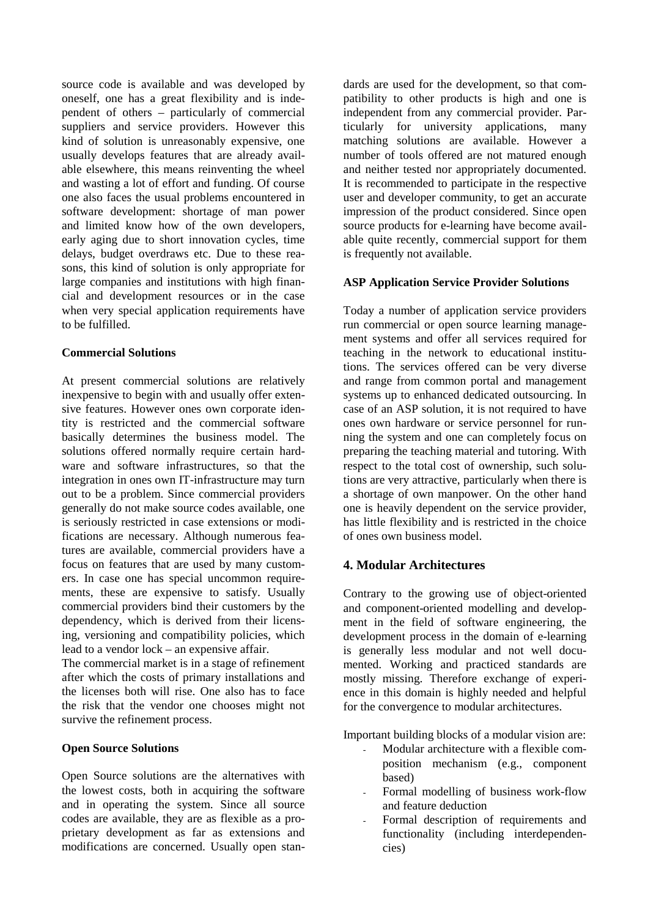source code is available and was developed by oneself, one has a great flexibility and is independent of others – particularly of commercial suppliers and service providers. However this kind of solution is unreasonably expensive, one usually develops features that are already available elsewhere, this means reinventing the wheel and wasting a lot of effort and funding. Of course one also faces the usual problems encountered in software development: shortage of man power and limited know how of the own developers, early aging due to short innovation cycles, time delays, budget overdraws etc. Due to these reasons, this kind of solution is only appropriate for large companies and institutions with high financial and development resources or in the case when very special application requirements have to be fulfilled.

**Commercial Solutions**

At present commercial solutions are relatively inexpensive to begin with and usually offer extensive features. However ones own corporate identity is restricted and the commercial software basically determines the business model. The solutions offered normally require certain hardware and software infrastructures, so that the integration in ones own IT-infrastructure may turn out to be a problem. Since commercial providers generally do not make source codes available, one is seriously restricted in case extensions or modifications are necessary. Although numerous features are available, commercial providers have a focus on features that are used by many customers. In case one has special uncommon requirements, these are expensive to satisfy. Usually commercial providers bind their customers by the dependency, which is derived from their licensing, versioning and compatibility policies, which lead to a vendor lock – an expensive affair.
The commercial market is in a stage of refinement after which the costs of primary installations and the licenses both will rise. One also has to face the risk that the vendor one chooses might not survive the refinement process.

**Open Source Solutions**

Open Source solutions are the alternatives with the lowest costs, both in acquiring the software and in operating the system. Since all source codes are available, they are as flexible as a proprietary development as far as extensions and modifications are concerned. Usually open standards are used for the development, so that compatibility to other products is high and one is independent from any commercial provider. Particularly for university applications, many matching solutions are available. However a number of tools offered are not matured enough and neither tested nor appropriately documented. It is recommended to participate in the respective user and developer community, to get an accurate impression of the product considered. Since open source products for e-learning have become available quite recently, commercial support for them is frequently not available.

**ASP Application Service Provider Solutions**

Today a number of application service providers run commercial or open source learning management systems and offer all services required for teaching in the network to educational institutions. The services offered can be very diverse and range from common portal and management systems up to enhanced dedicated outsourcing. In case of an ASP solution, it is not required to have ones own hardware or service personnel for running the system and one can completely focus on preparing the teaching material and tutoring. With respect to the total cost of ownership, such solutions are very attractive, particularly when there is a shortage of own manpower. On the other hand one is heavily dependent on the service provider, has little flexibility and is restricted in the choice of ones own business model.

## 4. Modular Architectures

Contrary to the growing use of object-oriented and component-oriented modelling and development in the field of software engineering, the development process in the domain of e-learning is generally less modular and not well documented. Working and practiced standards are mostly missing. Therefore exchange of experience in this domain is highly needed and helpful for the convergence to modular architectures.

Important building blocks of a modular vision are:

- Modular architecture with a flexible composition mechanism (e.g., component based)
- Formal modelling of business work-flow and feature deduction
- Formal description of requirements and functionality (including interdependencies)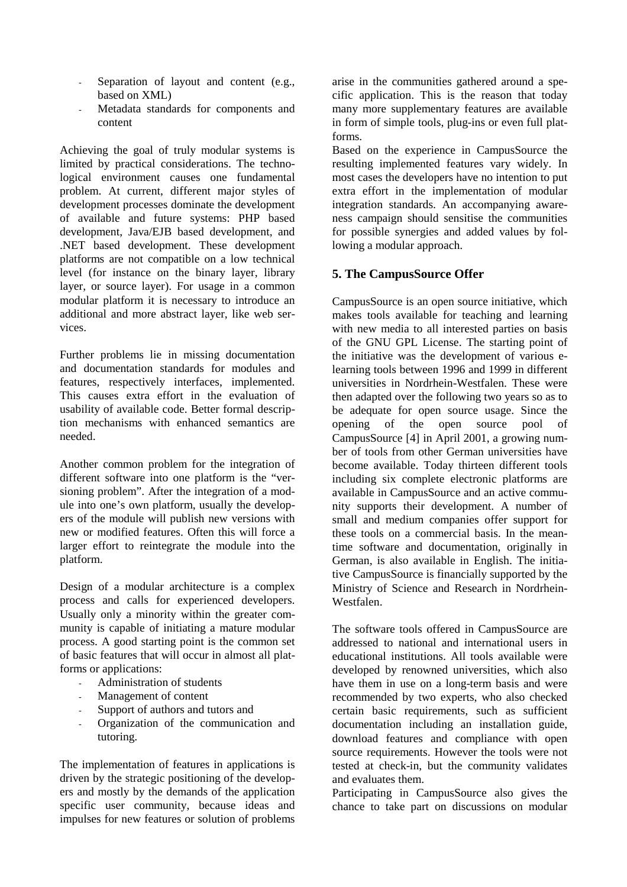- Separation of layout and content (e.g., based on XML)
- Metadata standards for components and content

Achieving the goal of truly modular systems is limited by practical considerations. The technological environment causes one fundamental problem. At current, different major styles of development processes dominate the development of available and future systems: PHP based development, Java/EJB based development, and .NET based development. These development platforms are not compatible on a low technical level (for instance on the binary layer, library layer, or source layer). For usage in a common modular platform it is necessary to introduce an additional and more abstract layer, like web services.

Further problems lie in missing documentation and documentation standards for modules and features, respectively interfaces, implemented. This causes extra effort in the evaluation of usability of available code. Better formal description mechanisms with enhanced semantics are needed.

Another common problem for the integration of different software into one platform is the "versioning problem". After the integration of a module into one's own platform, usually the developers of the module will publish new versions with new or modified features. Often this will force a larger effort to reintegrate the module into the platform.

Design of a modular architecture is a complex process and calls for experienced developers. Usually only a minority within the greater community is capable of initiating a mature modular process. A good starting point is the common set of basic features that will occur in almost all platforms or applications:

- Administration of students
- Management of content
- Support of authors and tutors and
- Organization of the communication and tutoring.

The implementation of features in applications is driven by the strategic positioning of the developers and mostly by the demands of the application specific user community, because ideas and impulses for new features or solution of problems arise in the communities gathered around a specific application. This is the reason that today many more supplementary features are available in form of simple tools, plug-ins or even full platforms.

Based on the experience in CampusSource the resulting implemented features vary widely. In most cases the developers have no intention to put extra effort in the implementation of modular integration standards. An accompanying awareness campaign should sensitise the communities for possible synergies and added values by following a modular approach.

## 5. The CampusSource Offer

CampusSource is an open source initiative, which makes tools available for teaching and learning with new media to all interested parties on basis of the GNU GPL License. The starting point of the initiative was the development of various e-learning tools between 1996 and 1999 in different universities in Nordrhein-Westfalen. These were then adapted over the following two years so as to be adequate for open source usage. Since the opening of the open source pool of CampusSource [4] in April 2001, a growing number of tools from other German universities have become available. Today thirteen different tools including six complete electronic platforms are available in CampusSource and an active community supports their development. A number of small and medium companies offer support for these tools on a commercial basis. In the meantime software and documentation, originally in German, is also available in English. The initiative CampusSource is financially supported by the Ministry of Science and Research in Nordrhein-Westfalen.

The software tools offered in CampusSource are addressed to national and international users in educational institutions. All tools available were developed by renowned universities, which also have them in use on a long-term basis and were recommended by two experts, who also checked certain basic requirements, such as sufficient documentation including an installation guide, download features and compliance with open source requirements. However the tools were not tested at check-in, but the community validates and evaluates them.

Participating in CampusSource also gives the chance to take part on discussions on modular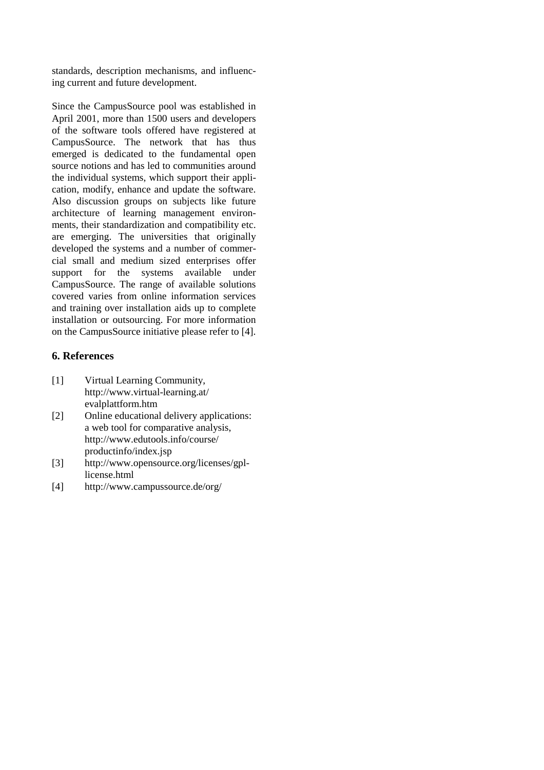standards, description mechanisms, and influencing current and future development.

Since the CampusSource pool was established in April 2001, more than 1500 users and developers of the software tools offered have registered at CampusSource. The network that has thus emerged is dedicated to the fundamental open source notions and has led to communities around the individual systems, which support their application, modify, enhance and update the software. Also discussion groups on subjects like future architecture of learning management environments, their standardization and compatibility etc. are emerging. The universities that originally developed the systems and a number of commercial small and medium sized enterprises offer support for the systems available under CampusSource. The range of available solutions covered varies from online information services and training over installation aids up to complete installation or outsourcing. For more information on the CampusSource initiative please refer to [4].

## 6. References

[1] Virtual Learning Community, http://www.virtual-learning.at/evalplattform.htm

[2] Online educational delivery applications: a web tool for comparative analysis, http://www.edutools.info/course/productinfo/index.jsp

[3] http://www.opensource.org/licenses/gpl-license.html

[4] http://www.campussource.de/org/